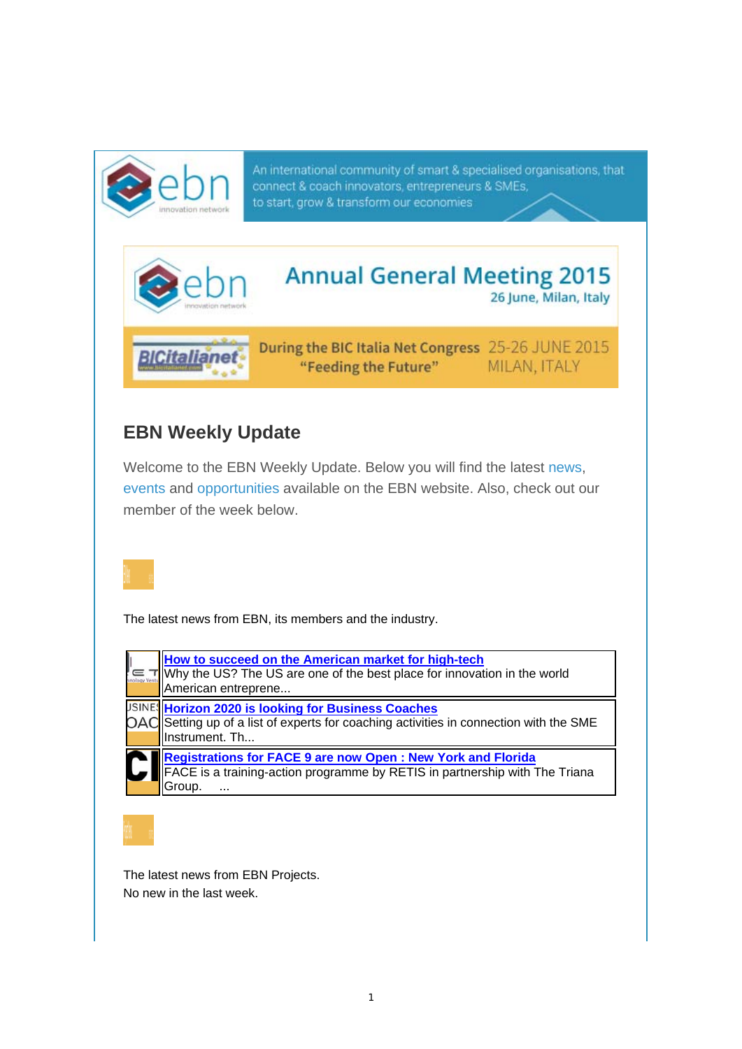An international community of smart & specialised organisations, that connect & coach innovators, entrepreneurs & SMEs, to start, grow & transform our economies

Annual General Meeting 2015
26 June, Milan, Italy

During the BIC Italia Net Congress "Feeding the Future" 25-26 JUNE 2015 MILAN, ITALY

## EBN Weekly Update

Welcome to the EBN Weekly Update. Below you will find the latest news, events and opportunities available on the EBN website. Also, check out our member of the week below.

The latest news from EBN, its members and the industry.

| | |
|---|---|
| | **How to succeed on the American market for high-tech**<br>Why the US? The US are one of the best place for innovation in the world American entreprene... |
| | **Horizon 2020 is looking for Business Coaches**<br>Setting up of a list of experts for coaching activities in connection with the SME Instrument. Th... |
| | **Registrations for FACE 9 are now Open : New York and Florida**<br>FACE is a training-action programme by RETIS in partnership with The Triana Group. ... |

The latest news from EBN Projects.
No new in the last week.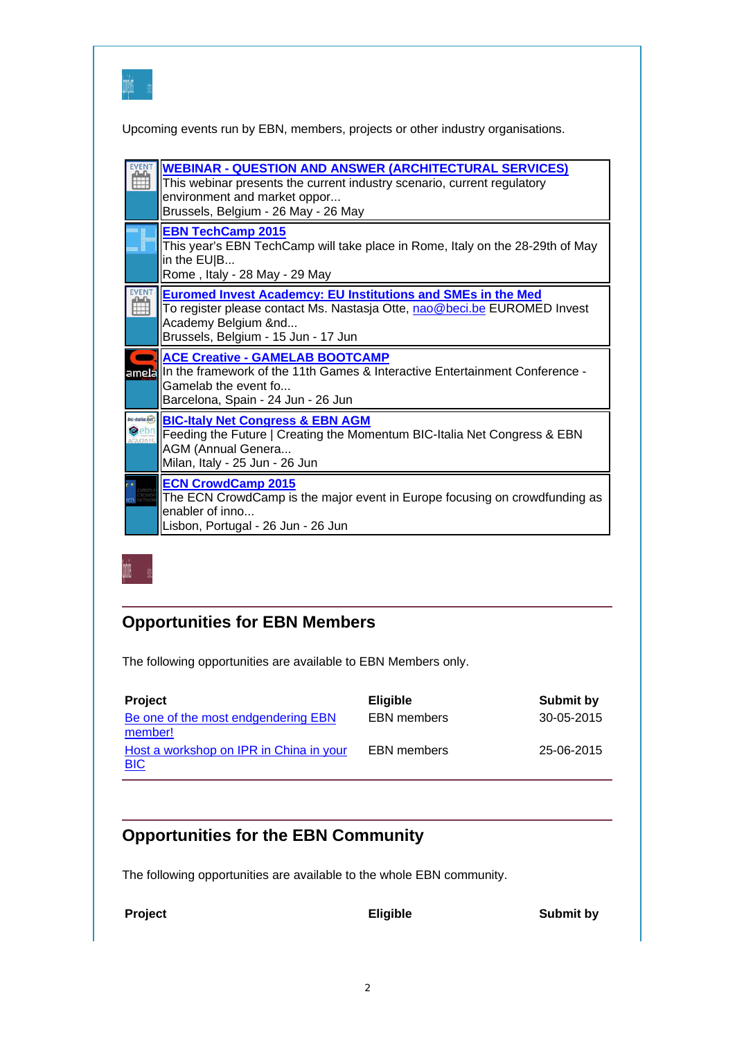Upcoming events run by EBN, members, projects or other industry organisations.

| | |
|---|---|
| | **WEBINAR - QUESTION AND ANSWER (ARCHITECTURAL SERVICES)**<br>This webinar presents the current industry scenario, current regulatory environment and market oppor...<br>Brussels, Belgium - 26 May - 26 May |
| | **EBN TechCamp 2015**<br>This year's EBN TechCamp will take place in Rome, Italy on the 28-29th of May in the EU\|B...<br>Rome , Italy - 28 May - 29 May |
| | **Euromed Invest Academy: EU Institutions and SMEs in the Med**<br>To register please contact Ms. Nastasja Otte, nao@beci.be EUROMED Invest Academy Belgium &nd...<br>Brussels, Belgium - 15 Jun - 17 Jun |
| | **ACE Creative - GAMELAB BOOTCAMP**<br>In the framework of the 11th Games & Interactive Entertainment Conference - Gamelab the event fo...<br>Barcelona, Spain - 24 Jun - 26 Jun |
| | **BIC-Italy Net Congress & EBN AGM**<br>Feeding the Future \| Creating the Momentum BIC-Italia Net Congress & EBN AGM (Annual Genera...<br>Milan, Italy - 25 Jun - 26 Jun |
| | **ECN CrowdCamp 2015**<br>The ECN CrowdCamp is the major event in Europe focusing on crowdfunding as enabler of inno...<br>Lisbon, Portugal - 26 Jun - 26 Jun |

## Opportunities for EBN Members

The following opportunities are available to EBN Members only.

| Project | Eligible | Submit by |
|---|---|---|
| Be one of the most endgendering EBN member! | EBN members | 30-05-2015 |
| Host a workshop on IPR in China in your BIC | EBN members | 25-06-2015 |

## Opportunities for the EBN Community

The following opportunities are available to the whole EBN community.

| Project | Eligible | Submit by |
|---|---|---|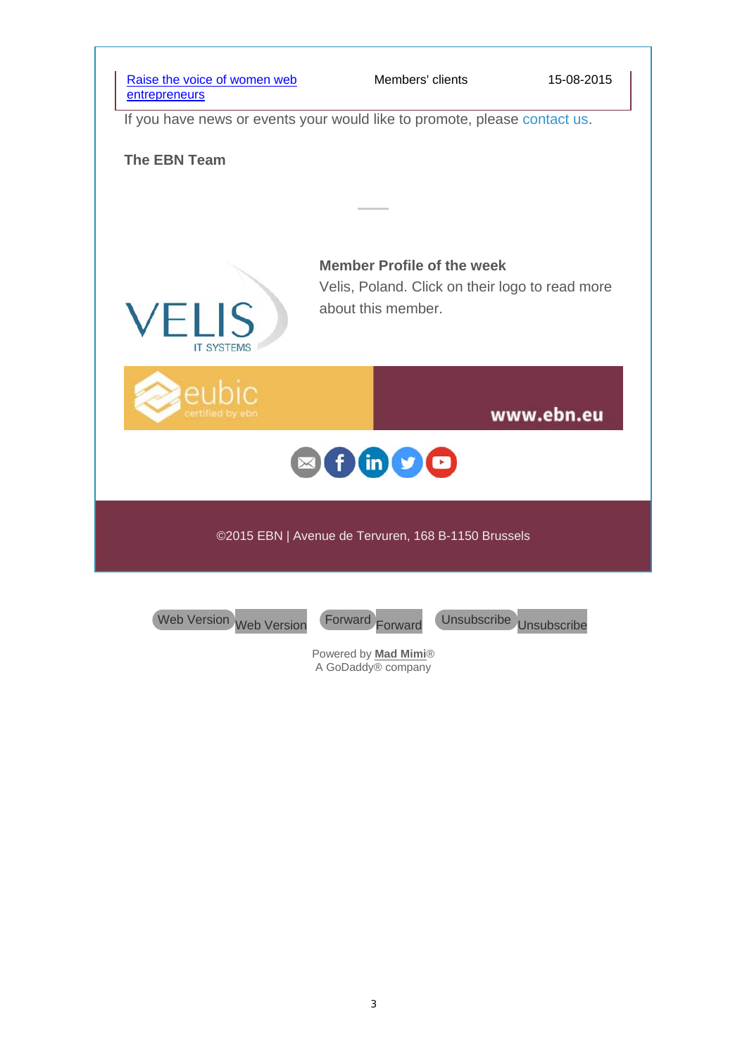| | | |
|---|---|---|
| Raise the voice of women web entrepreneurs | Members' clients | 15-08-2015 |

If you have news or events your would like to promote, please contact us.

**The EBN Team**

**Member Profile of the week**

Velis, Poland. Click on their logo to read more about this member.

www.ebn.eu

©2015 EBN | Avenue de Tervuren, 168 B-1150 Brussels

Web Version Web Version Forward Forward Unsubscribe Unsubscribe

Powered by **Mad Mimi**®
A GoDaddy® company